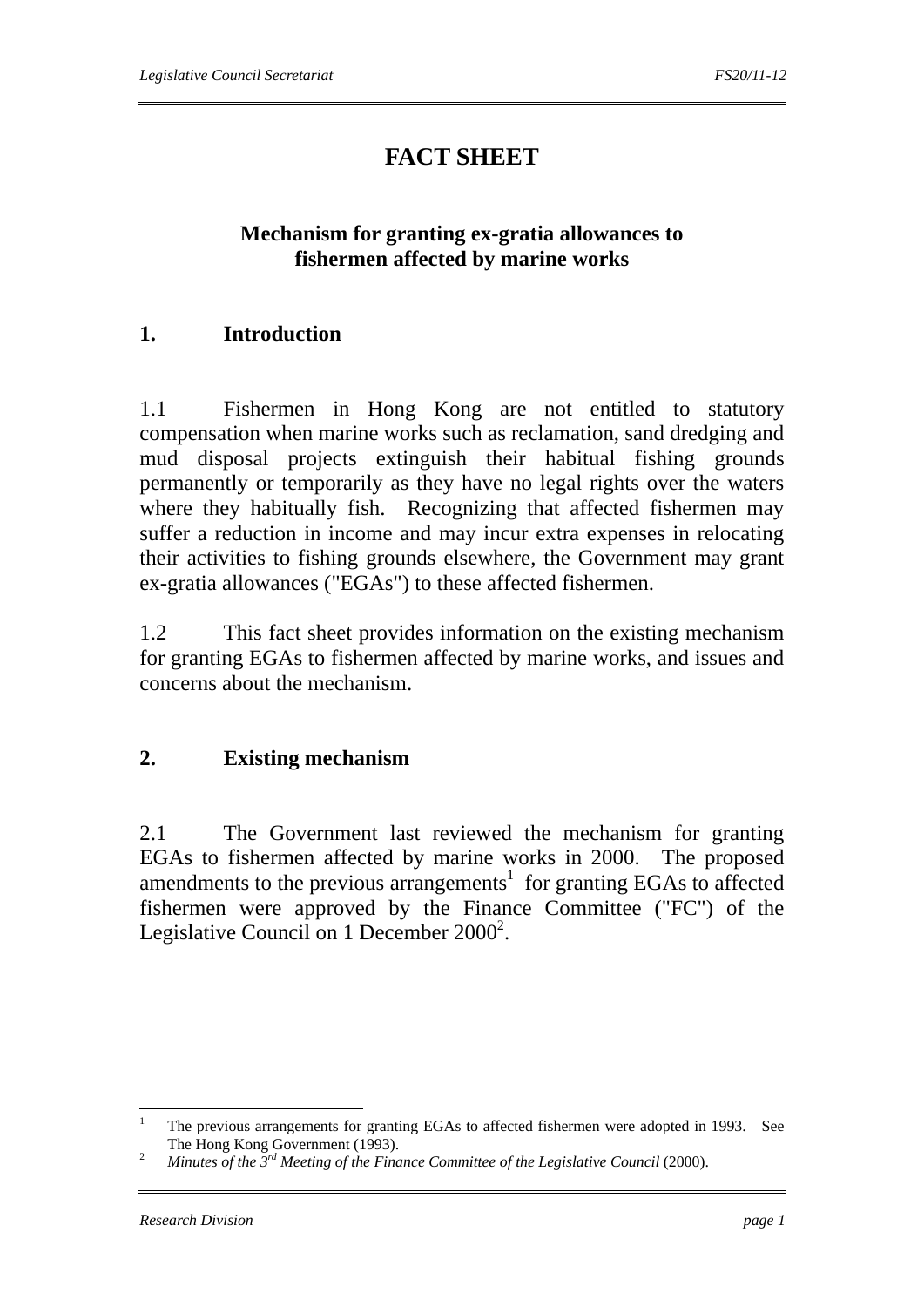# FACT SHEET

## Mechanism for granting ex-gratia allowances to fishermen affected by marine works

### 1. Introduction

1.1 Fishermen in Hong Kong are not entitled to statutory compensation when marine works such as reclamation, sand dredging and mud disposal projects extinguish their habitual fishing grounds permanently or temporarily as they have no legal rights over the waters where they habitually fish. Recognizing that affected fishermen may suffer a reduction in income and may incur extra expenses in relocating their activities to fishing grounds elsewhere, the Government may grant ex-gratia allowances ("EGAs") to these affected fishermen.

1.2 This fact sheet provides information on the existing mechanism for granting EGAs to fishermen affected by marine works, and issues and concerns about the mechanism.

### 2. Existing mechanism

2.1 The Government last reviewed the mechanism for granting EGAs to fishermen affected by marine works in 2000. The proposed amendments to the previous arrangements[1] for granting EGAs to affected fishermen were approved by the Finance Committee ("FC") of the Legislative Council on 1 December 2000[2].

---

[1] The previous arrangements for granting EGAs to affected fishermen were adopted in 1993. See The Hong Kong Government (1993).

[2] *Minutes of the 3rd Meeting of the Finance Committee of the Legislative Council* (2000).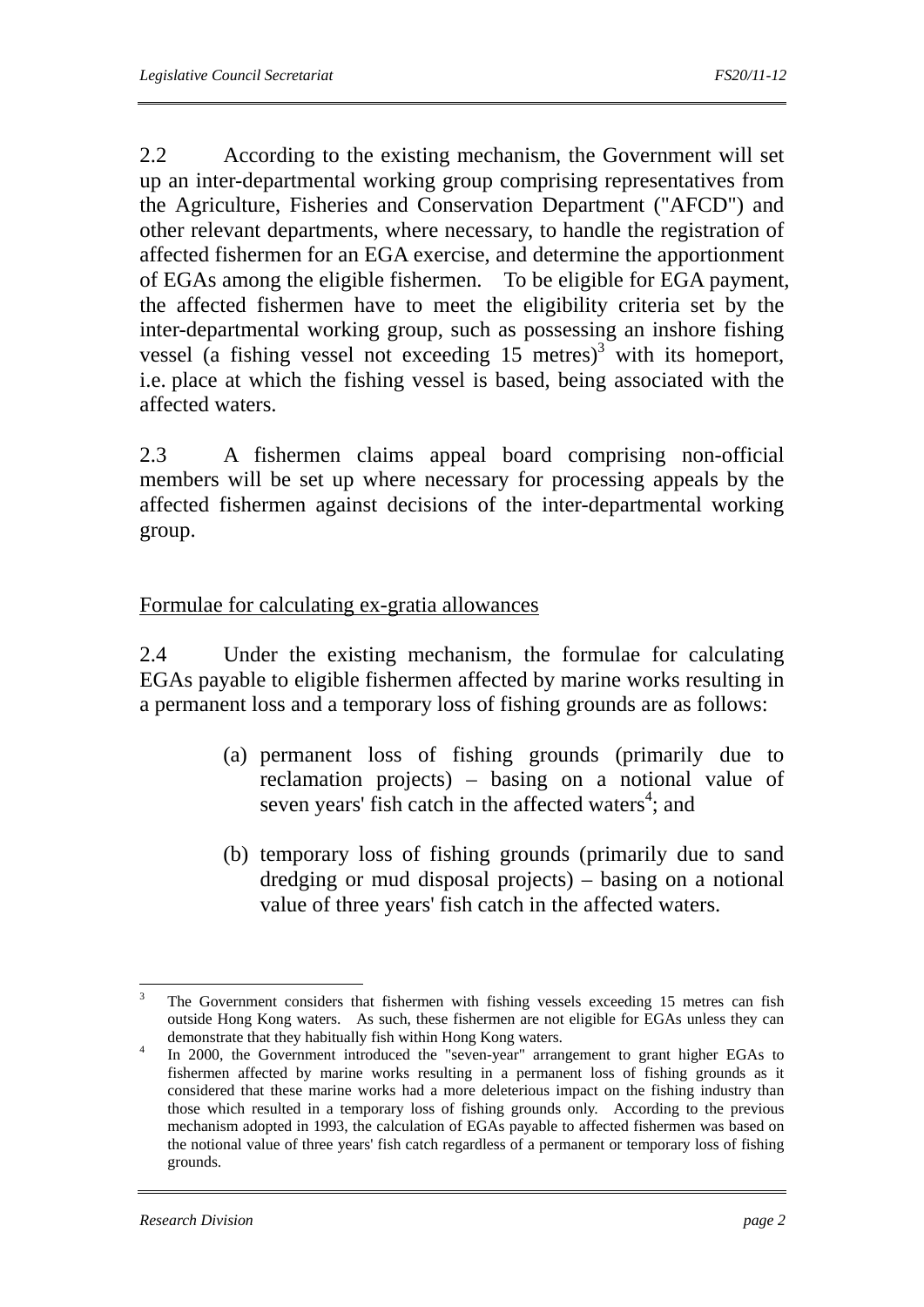2.2 According to the existing mechanism, the Government will set up an inter-departmental working group comprising representatives from the Agriculture, Fisheries and Conservation Department ("AFCD") and other relevant departments, where necessary, to handle the registration of affected fishermen for an EGA exercise, and determine the apportionment of EGAs among the eligible fishermen. To be eligible for EGA payment, the affected fishermen have to meet the eligibility criteria set by the inter-departmental working group, such as possessing an inshore fishing vessel (a fishing vessel not exceeding 15 metres)[3] with its homeport, i.e. place at which the fishing vessel is based, being associated with the affected waters.

2.3 A fishermen claims appeal board comprising non-official members will be set up where necessary for processing appeals by the affected fishermen against decisions of the inter-departmental working group.

## Formulae for calculating ex-gratia allowances

2.4 Under the existing mechanism, the formulae for calculating EGAs payable to eligible fishermen affected by marine works resulting in a permanent loss and a temporary loss of fishing grounds are as follows:

(a) permanent loss of fishing grounds (primarily due to reclamation projects) – basing on a notional value of seven years' fish catch in the affected waters[4]; and

(b) temporary loss of fishing grounds (primarily due to sand dredging or mud disposal projects) – basing on a notional value of three years' fish catch in the affected waters.

---

[3] The Government considers that fishermen with fishing vessels exceeding 15 metres can fish outside Hong Kong waters. As such, these fishermen are not eligible for EGAs unless they can demonstrate that they habitually fish within Hong Kong waters.

[4] In 2000, the Government introduced the "seven-year" arrangement to grant higher EGAs to fishermen affected by marine works resulting in a permanent loss of fishing grounds as it considered that these marine works had a more deleterious impact on the fishing industry than those which resulted in a temporary loss of fishing grounds only. According to the previous mechanism adopted in 1993, the calculation of EGAs payable to affected fishermen was based on the notional value of three years' fish catch regardless of a permanent or temporary loss of fishing grounds.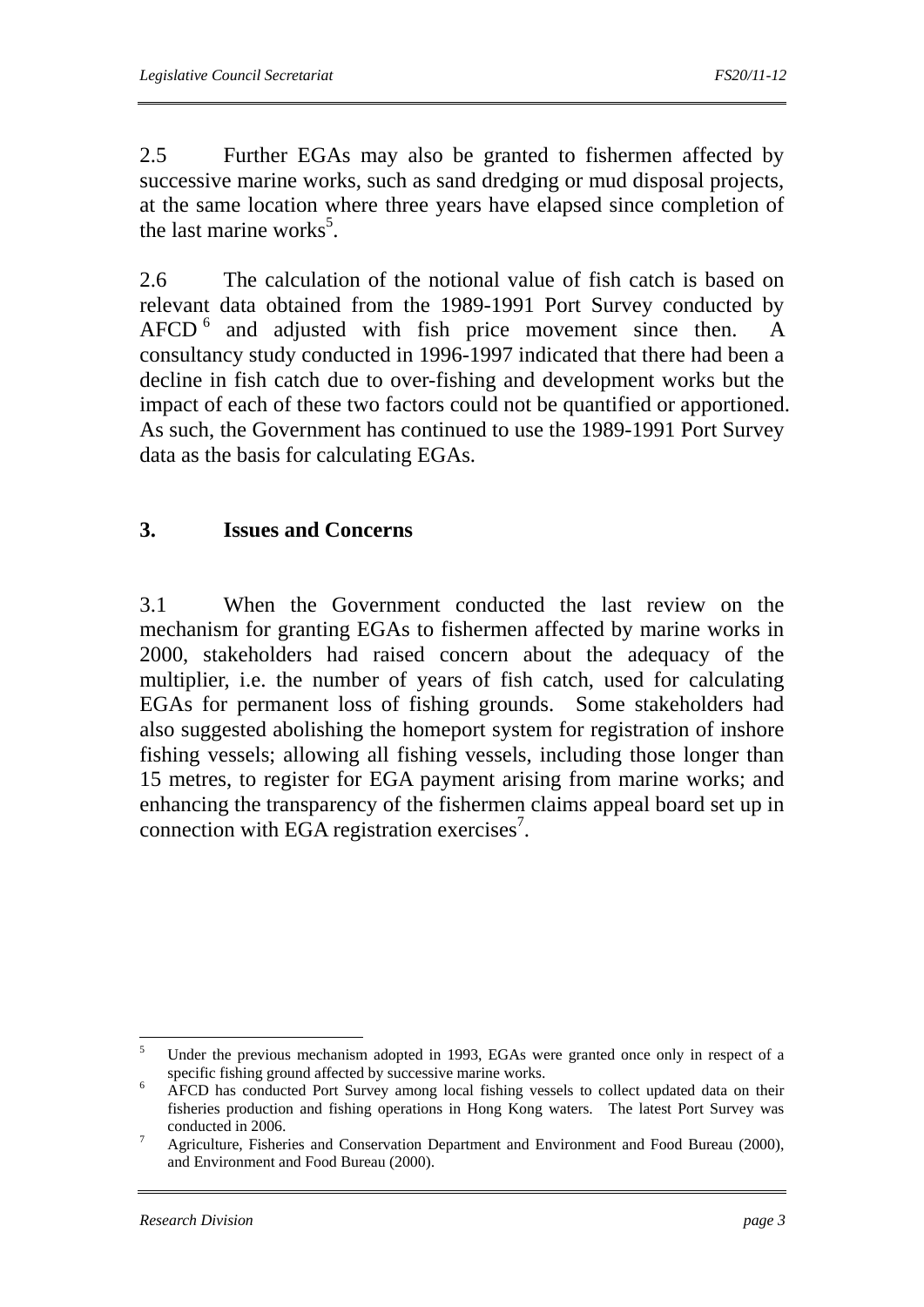2.5 Further EGAs may also be granted to fishermen affected by successive marine works, such as sand dredging or mud disposal projects, at the same location where three years have elapsed since completion of the last marine works[5].

2.6 The calculation of the notional value of fish catch is based on relevant data obtained from the 1989-1991 Port Survey conducted by AFCD[6] and adjusted with fish price movement since then. A consultancy study conducted in 1996-1997 indicated that there had been a decline in fish catch due to over-fishing and development works but the impact of each of these two factors could not be quantified or apportioned. As such, the Government has continued to use the 1989-1991 Port Survey data as the basis for calculating EGAs.

## 3. Issues and Concerns

3.1 When the Government conducted the last review on the mechanism for granting EGAs to fishermen affected by marine works in 2000, stakeholders had raised concern about the adequacy of the multiplier, i.e. the number of years of fish catch, used for calculating EGAs for permanent loss of fishing grounds. Some stakeholders had also suggested abolishing the homeport system for registration of inshore fishing vessels; allowing all fishing vessels, including those longer than 15 metres, to register for EGA payment arising from marine works; and enhancing the transparency of the fishermen claims appeal board set up in connection with EGA registration exercises[7].

---

[5] Under the previous mechanism adopted in 1993, EGAs were granted once only in respect of a specific fishing ground affected by successive marine works.

[6] AFCD has conducted Port Survey among local fishing vessels to collect updated data on their fisheries production and fishing operations in Hong Kong waters. The latest Port Survey was conducted in 2006.

[7] Agriculture, Fisheries and Conservation Department and Environment and Food Bureau (2000), and Environment and Food Bureau (2000).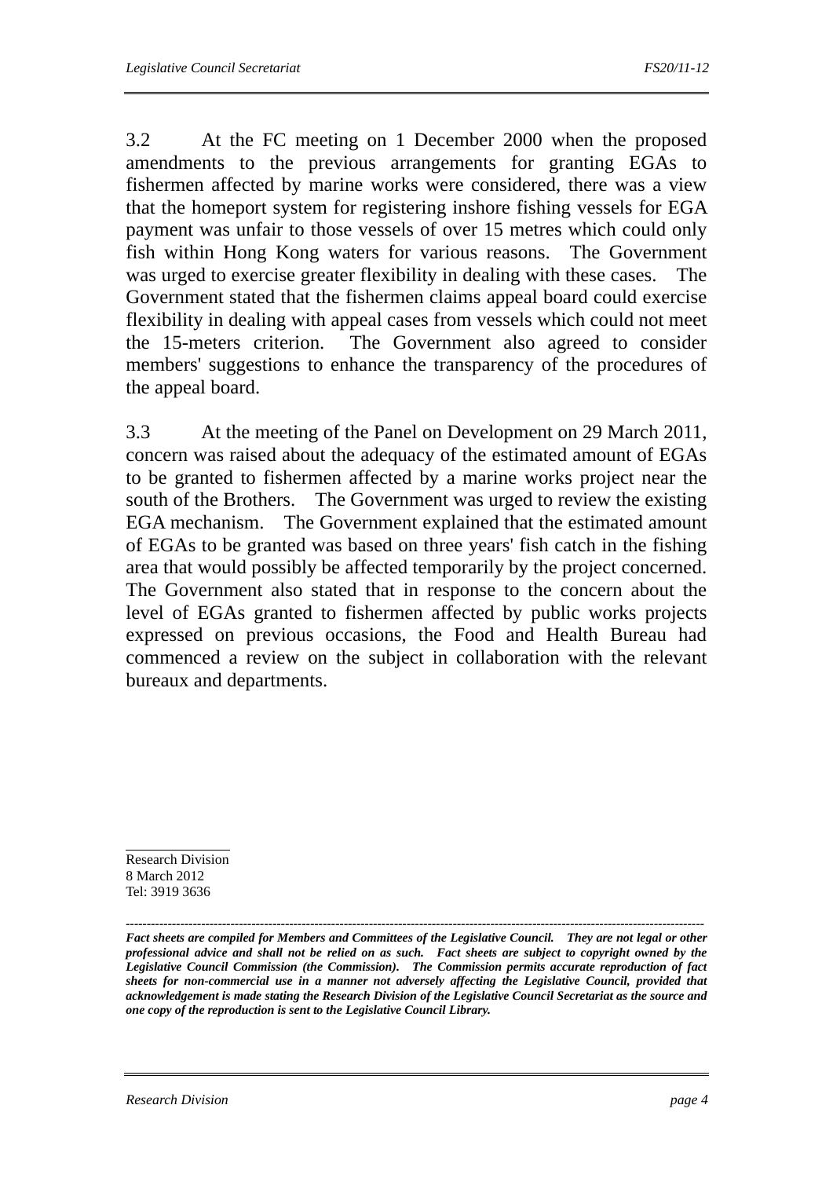3.2 At the FC meeting on 1 December 2000 when the proposed amendments to the previous arrangements for granting EGAs to fishermen affected by marine works were considered, there was a view that the homeport system for registering inshore fishing vessels for EGA payment was unfair to those vessels of over 15 metres which could only fish within Hong Kong waters for various reasons. The Government was urged to exercise greater flexibility in dealing with these cases. The Government stated that the fishermen claims appeal board could exercise flexibility in dealing with appeal cases from vessels which could not meet the 15-meters criterion. The Government also agreed to consider members' suggestions to enhance the transparency of the procedures of the appeal board.

3.3 At the meeting of the Panel on Development on 29 March 2011, concern was raised about the adequacy of the estimated amount of EGAs to be granted to fishermen affected by a marine works project near the south of the Brothers. The Government was urged to review the existing EGA mechanism. The Government explained that the estimated amount of EGAs to be granted was based on three years' fish catch in the fishing area that would possibly be affected temporarily by the project concerned. The Government also stated that in response to the concern about the level of EGAs granted to fishermen affected by public works projects expressed on previous occasions, the Food and Health Bureau had commenced a review on the subject in collaboration with the relevant bureaux and departments.

Research Division
8 March 2012
Tel: 3919 3636

---

***Fact sheets are compiled for Members and Committees of the Legislative Council. They are not legal or other professional advice and shall not be relied on as such. Fact sheets are subject to copyright owned by the Legislative Council Commission (the Commission). The Commission permits accurate reproduction of fact sheets for non-commercial use in a manner not adversely affecting the Legislative Council, provided that acknowledgement is made stating the Research Division of the Legislative Council Secretariat as the source and one copy of the reproduction is sent to the Legislative Council Library.***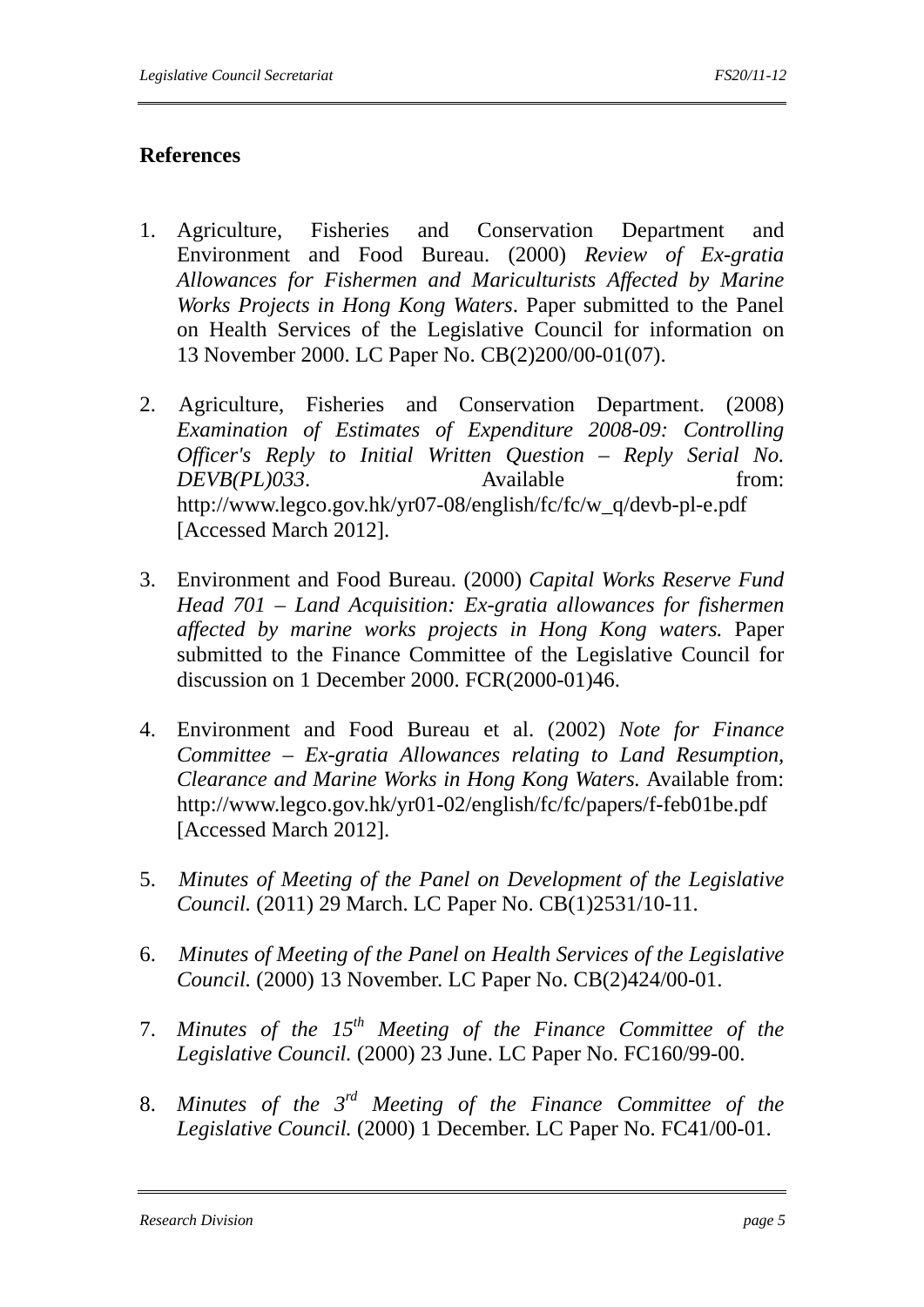## References

1. Agriculture, Fisheries and Conservation Department and Environment and Food Bureau. (2000) *Review of Ex-gratia Allowances for Fishermen and Mariculturists Affected by Marine Works Projects in Hong Kong Waters*. Paper submitted to the Panel on Health Services of the Legislative Council for information on 13 November 2000. LC Paper No. CB(2)200/00-01(07).

2. Agriculture, Fisheries and Conservation Department. (2008) *Examination of Estimates of Expenditure 2008-09: Controlling Officer's Reply to Initial Written Question – Reply Serial No. DEVB(PL)033*. Available from: http://www.legco.gov.hk/yr07-08/english/fc/fc/w_q/devb-pl-e.pdf [Accessed March 2012].

3. Environment and Food Bureau. (2000) *Capital Works Reserve Fund Head 701 – Land Acquisition: Ex-gratia allowances for fishermen affected by marine works projects in Hong Kong waters.* Paper submitted to the Finance Committee of the Legislative Council for discussion on 1 December 2000. FCR(2000-01)46.

4. Environment and Food Bureau et al. (2002) *Note for Finance Committee – Ex-gratia Allowances relating to Land Resumption, Clearance and Marine Works in Hong Kong Waters.* Available from: http://www.legco.gov.hk/yr01-02/english/fc/fc/papers/f-feb01be.pdf [Accessed March 2012].

5. *Minutes of Meeting of the Panel on Development of the Legislative Council.* (2011) 29 March. LC Paper No. CB(1)2531/10-11.

6. *Minutes of Meeting of the Panel on Health Services of the Legislative Council.* (2000) 13 November. LC Paper No. CB(2)424/00-01.

7. *Minutes of the 15th Meeting of the Finance Committee of the Legislative Council.* (2000) 23 June. LC Paper No. FC160/99-00.

8. *Minutes of the 3rd Meeting of the Finance Committee of the Legislative Council.* (2000) 1 December. LC Paper No. FC41/00-01.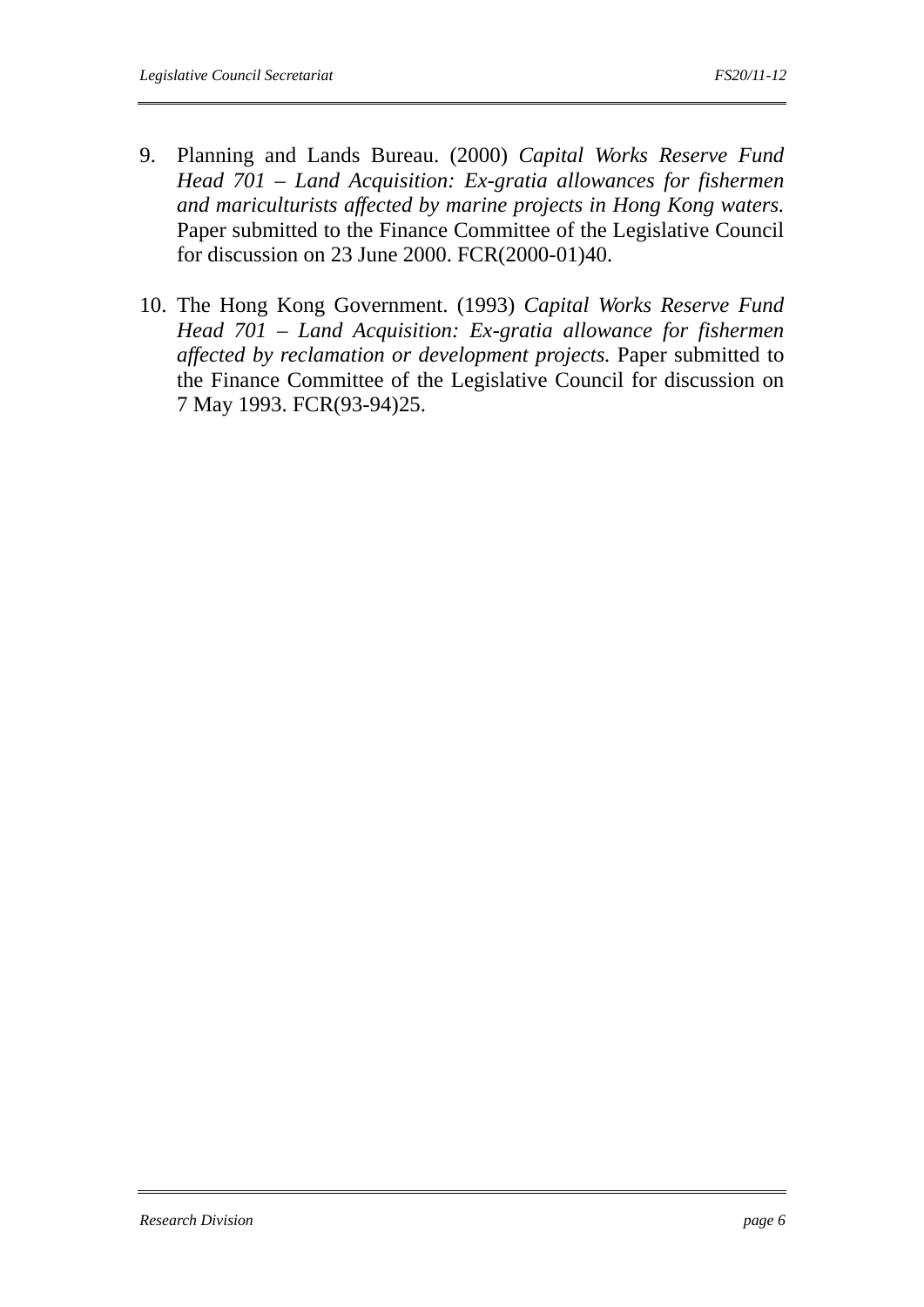9. Planning and Lands Bureau. (2000) *Capital Works Reserve Fund Head 701 – Land Acquisition: Ex-gratia allowances for fishermen and mariculturists affected by marine projects in Hong Kong waters.* Paper submitted to the Finance Committee of the Legislative Council for discussion on 23 June 2000. FCR(2000-01)40.

10. The Hong Kong Government. (1993) *Capital Works Reserve Fund Head 701 – Land Acquisition: Ex-gratia allowance for fishermen affected by reclamation or development projects.* Paper submitted to the Finance Committee of the Legislative Council for discussion on 7 May 1993. FCR(93-94)25.